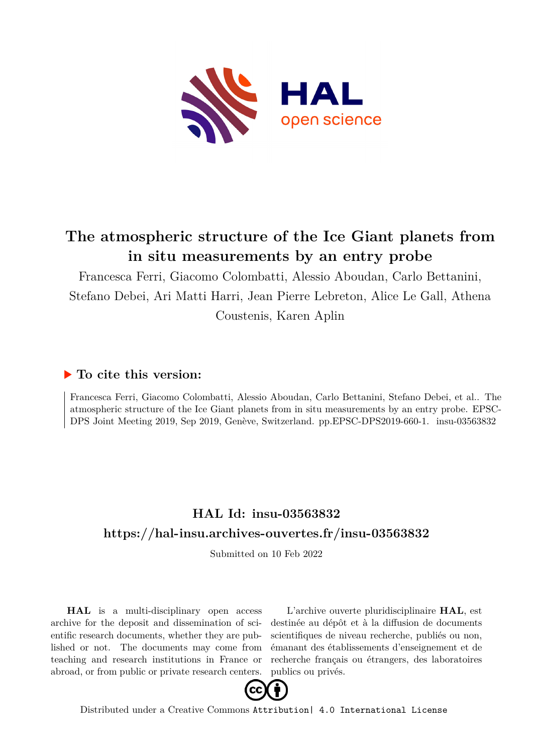# The atmospheric structure of the Ice Giant planets from in situ measurements by an entry probe

Francesca Ferri, Giacomo Colombatti, Alessio Aboudan, Carlo Bettanini, Stefano Debei, Ari Matti Harri, Jean Pierre Lebreton, Alice Le Gall, Athena Coustenis, Karen Aplin

## ▶ To cite this version:

Francesca Ferri, Giacomo Colombatti, Alessio Aboudan, Carlo Bettanini, Stefano Debei, et al.. The atmospheric structure of the Ice Giant planets from in situ measurements by an entry probe. EPSC-DPS Joint Meeting 2019, Sep 2019, Genève, Switzerland. pp.EPSC-DPS2019-660-1. insu-03563832

## HAL Id: insu-03563832

## https://hal-insu.archives-ouvertes.fr/insu-03563832

Submitted on 10 Feb 2022

**HAL** is a multi-disciplinary open access archive for the deposit and dissemination of scientific research documents, whether they are published or not. The documents may come from teaching and research institutions in France or abroad, or from public or private research centers.

L'archive ouverte pluridisciplinaire **HAL**, est destinée au dépôt et à la diffusion de documents scientifiques de niveau recherche, publiés ou non, émanant des établissements d'enseignement et de recherche français ou étrangers, des laboratoires publics ou privés.

Distributed under a Creative Commons Attribution| 4.0 International License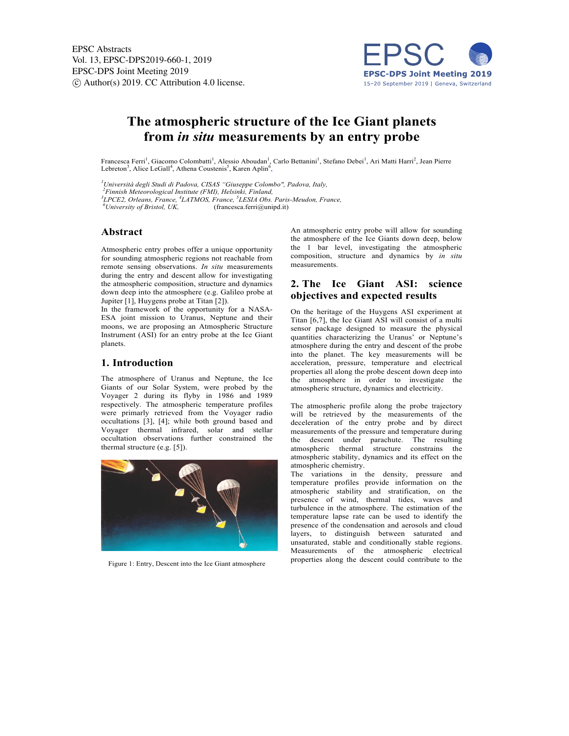# The atmospheric structure of the Ice Giant planets from *in situ* measurements by an entry probe

Francesca Ferri[1], Giacomo Colombatti[1], Alessio Aboudan[1], Carlo Bettanini[1], Stefano Debei[1], Ari Matti Harri[2], Jean Pierre Lebreton[3], Alice LeGall[4], Athena Coustenis[5], Karen Aplin[6],

[1]*Università degli Studi di Padova, CISAS "Giuseppe Colombo", Padova, Italy,*
[2]*Finnish Meteorological Institute (FMI), Helsinki, Finland,*
[3]*LPCE2, Orleans, France,* [4]*LATMOS, France,* [5]*LESIA Obs. Paris-Meudon, France,*
[6]*University of Bristol, UK,* (francesca.ferri@unipd.it)

## Abstract

Atmospheric entry probes offer a unique opportunity for sounding atmospheric regions not reachable from remote sensing observations. *In situ* measurements during the entry and descent allow for investigating the atmospheric composition, structure and dynamics down deep into the atmosphere (e.g. Galileo probe at Jupiter [1], Huygens probe at Titan [2]).
In the framework of the opportunity for a NASA-ESA joint mission to Uranus, Neptune and their moons, we are proposing an Atmospheric Structure Instrument (ASI) for an entry probe at the Ice Giant planets.

## 1. Introduction

The atmosphere of Uranus and Neptune, the Ice Giants of our Solar System, were probed by the Voyager 2 during its flyby in 1986 and 1989 respectively. The atmospheric temperature profiles were primarly retrieved from the Voyager radio occultations [3], [4]; while both ground based and Voyager thermal infrared, solar and stellar occultation observations further constrained the thermal structure (e.g. [5]).

Figure 1: Entry, Descent into the Ice Giant atmosphere

An atmospheric entry probe will allow for sounding the atmosphere of the Ice Giants down deep, below the 1 bar level, investigating the atmospheric composition, structure and dynamics by *in situ* measurements.

## 2. The Ice Giant ASI: science objectives and expected results

On the heritage of the Huygens ASI experiment at Titan [6,7], the Ice Giant ASI will consist of a multi sensor package designed to measure the physical quantities characterizing the Uranus' or Neptune's atmosphere during the entry and descent of the probe into the planet. The key measurements will be acceleration, pressure, temperature and electrical properties all along the probe descent down deep into the atmosphere in order to investigate the atmospheric structure, dynamics and electricity.

The atmospheric profile along the probe trajectory will be retrieved by the measurements of the deceleration of the entry probe and by direct measurements of the pressure and temperature during the descent under parachute. The resulting atmospheric thermal structure constrains the atmospheric stability, dynamics and its effect on the atmospheric chemistry.
The variations in the density, pressure and temperature profiles provide information on the atmospheric stability and stratification, on the presence of wind, thermal tides, waves and turbulence in the atmosphere. The estimation of the temperature lapse rate can be used to identify the presence of the condensation and aerosols and cloud layers, to distinguish between saturated and unsaturated, stable and conditionally stable regions. Measurements of the atmospheric electrical properties along the descent could contribute to the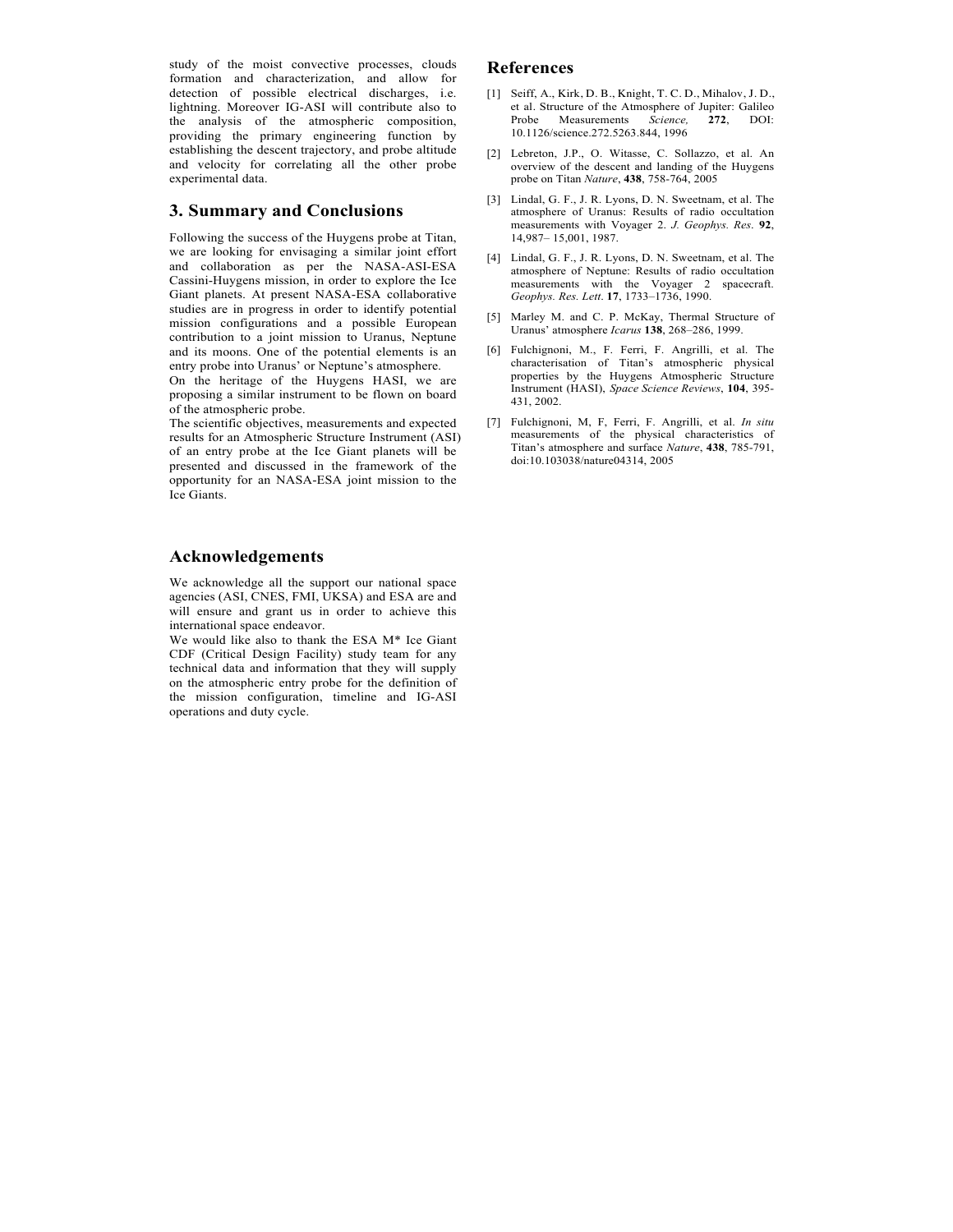study of the moist convective processes, clouds formation and characterization, and allow for detection of possible electrical discharges, i.e. lightning. Moreover IG-ASI will contribute also to the analysis of the atmospheric composition, providing the primary engineering function by establishing the descent trajectory, and probe altitude and velocity for correlating all the other probe experimental data.

## 3. Summary and Conclusions

Following the success of the Huygens probe at Titan, we are looking for envisaging a similar joint effort and collaboration as per the NASA-ASI-ESA Cassini-Huygens mission, in order to explore the Ice Giant planets. At present NASA-ESA collaborative studies are in progress in order to identify potential mission configurations and a possible European contribution to a joint mission to Uranus, Neptune and its moons. One of the potential elements is an entry probe into Uranus' or Neptune's atmosphere.

On the heritage of the Huygens HASI, we are proposing a similar instrument to be flown on board of the atmospheric probe.

The scientific objectives, measurements and expected results for an Atmospheric Structure Instrument (ASI) of an entry probe at the Ice Giant planets will be presented and discussed in the framework of the opportunity for an NASA-ESA joint mission to the Ice Giants.

## Acknowledgements

We acknowledge all the support our national space agencies (ASI, CNES, FMI, UKSA) and ESA are and will ensure and grant us in order to achieve this international space endeavor.

We would like also to thank the ESA M* Ice Giant CDF (Critical Design Facility) study team for any technical data and information that they will supply on the atmospheric entry probe for the definition of the mission configuration, timeline and IG-ASI operations and duty cycle.

## References

[1] Seiff, A., Kirk, D. B., Knight, T. C. D., Mihalov, J. D., et al. Structure of the Atmosphere of Jupiter: Galileo Probe Measurements *Science,* **272**, DOI: 10.1126/science.272.5263.844, 1996

[2] Lebreton, J.P., O. Witasse, C. Sollazzo, et al. An overview of the descent and landing of the Huygens probe on Titan *Nature*, **438**, 758-764, 2005

[3] Lindal, G. F., J. R. Lyons, D. N. Sweetnam, et al. The atmosphere of Uranus: Results of radio occultation measurements with Voyager 2. *J. Geophys. Res.* **92**, 14,987– 15,001, 1987.

[4] Lindal, G. F., J. R. Lyons, D. N. Sweetnam, et al. The atmosphere of Neptune: Results of radio occultation measurements with the Voyager 2 spacecraft. *Geophys. Res. Lett*. **17**, 1733–1736, 1990.

[5] Marley M. and C. P. McKay, Thermal Structure of Uranus' atmosphere *Icarus* **138**, 268–286, 1999.

[6] Fulchignoni, M., F. Ferri, F. Angrilli, et al. The characterisation of Titan's atmospheric physical properties by the Huygens Atmospheric Structure Instrument (HASI), *Space Science Reviews*, **104**, 395-431, 2002.

[7] Fulchignoni, M, F, Ferri, F. Angrilli, et al. *In situ* measurements of the physical characteristics of Titan's atmosphere and surface *Nature*, **438**, 785-791, doi:10.103038/nature04314, 2005